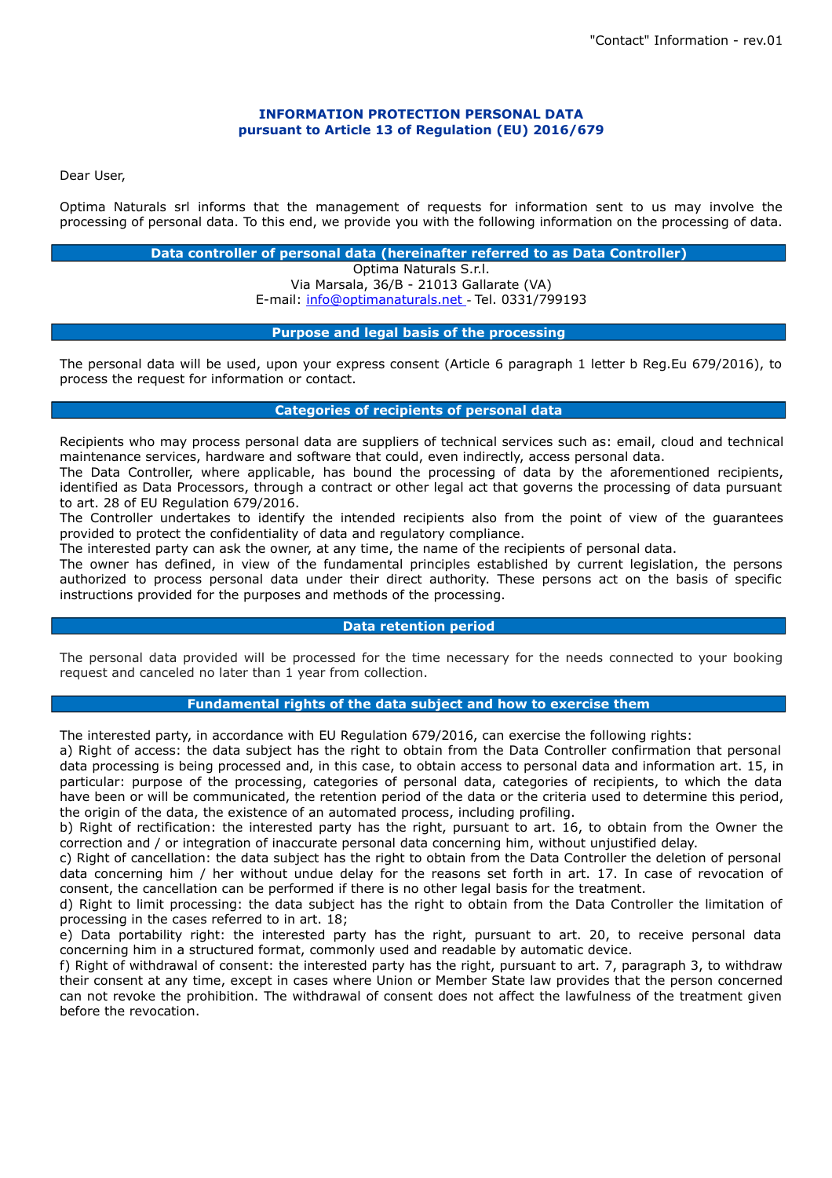# INFORMATION PROTECTION PERSONAL DATA
## pursuant to Article 13 of Regulation (EU) 2016/679

Dear User,

Optima Naturals srl informs that the management of requests for information sent to us may involve the processing of personal data. To this end, we provide you with the following information on the processing of data.

### Data controller of personal data (hereinafter referred to as Data Controller)

Optima Naturals S.r.l.
Via Marsala, 36/B - 21013 Gallarate (VA)
E-mail: info@optimanaturals.net - Tel. 0331/799193

### Purpose and legal basis of the processing

The personal data will be used, upon your express consent (Article 6 paragraph 1 letter b Reg.Eu 679/2016), to process the request for information or contact.

### Categories of recipients of personal data

Recipients who may process personal data are suppliers of technical services such as: email, cloud and technical maintenance services, hardware and software that could, even indirectly, access personal data.
The Data Controller, where applicable, has bound the processing of data by the aforementioned recipients, identified as Data Processors, through a contract or other legal act that governs the processing of data pursuant to art. 28 of EU Regulation 679/2016.
The Controller undertakes to identify the intended recipients also from the point of view of the guarantees provided to protect the confidentiality of data and regulatory compliance.
The interested party can ask the owner, at any time, the name of the recipients of personal data.
The owner has defined, in view of the fundamental principles established by current legislation, the persons authorized to process personal data under their direct authority. These persons act on the basis of specific instructions provided for the purposes and methods of the processing.

### Data retention period

The personal data provided will be processed for the time necessary for the needs connected to your booking request and canceled no later than 1 year from collection.

### Fundamental rights of the data subject and how to exercise them

The interested party, in accordance with EU Regulation 679/2016, can exercise the following rights:
a) Right of access: the data subject has the right to obtain from the Data Controller confirmation that personal data processing is being processed and, in this case, to obtain access to personal data and information art. 15, in particular: purpose of the processing, categories of personal data, categories of recipients, to which the data have been or will be communicated, the retention period of the data or the criteria used to determine this period, the origin of the data, the existence of an automated process, including profiling.
b) Right of rectification: the interested party has the right, pursuant to art. 16, to obtain from the Owner the correction and / or integration of inaccurate personal data concerning him, without unjustified delay.
c) Right of cancellation: the data subject has the right to obtain from the Data Controller the deletion of personal data concerning him / her without undue delay for the reasons set forth in art. 17. In case of revocation of consent, the cancellation can be performed if there is no other legal basis for the treatment.
d) Right to limit processing: the data subject has the right to obtain from the Data Controller the limitation of processing in the cases referred to in art. 18;
e) Data portability right: the interested party has the right, pursuant to art. 20, to receive personal data concerning him in a structured format, commonly used and readable by automatic device.
f) Right of withdrawal of consent: the interested party has the right, pursuant to art. 7, paragraph 3, to withdraw their consent at any time, except in cases where Union or Member State law provides that the person concerned can not revoke the prohibition. The withdrawal of consent does not affect the lawfulness of the treatment given before the revocation.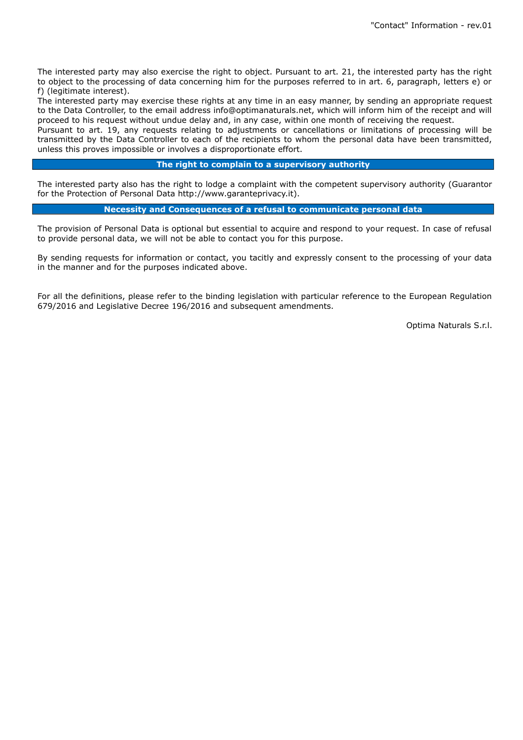The interested party may also exercise the right to object. Pursuant to art. 21, the interested party has the right to object to the processing of data concerning him for the purposes referred to in art. 6, paragraph, letters e) or f) (legitimate interest).
The interested party may exercise these rights at any time in an easy manner, by sending an appropriate request to the Data Controller, to the email address info@optimanaturals.net, which will inform him of the receipt and will proceed to his request without undue delay and, in any case, within one month of receiving the request.
Pursuant to art. 19, any requests relating to adjustments or cancellations or limitations of processing will be transmitted by the Data Controller to each of the recipients to whom the personal data have been transmitted, unless this proves impossible or involves a disproportionate effort.

## The right to complain to a supervisory authority

The interested party also has the right to lodge a complaint with the competent supervisory authority (Guarantor for the Protection of Personal Data http://www.garanteprivacy.it).

## Necessity and Consequences of a refusal to communicate personal data

The provision of Personal Data is optional but essential to acquire and respond to your request. In case of refusal to provide personal data, we will not be able to contact you for this purpose.

By sending requests for information or contact, you tacitly and expressly consent to the processing of your data in the manner and for the purposes indicated above.

For all the definitions, please refer to the binding legislation with particular reference to the European Regulation 679/2016 and Legislative Decree 196/2016 and subsequent amendments.

Optima Naturals S.r.l.